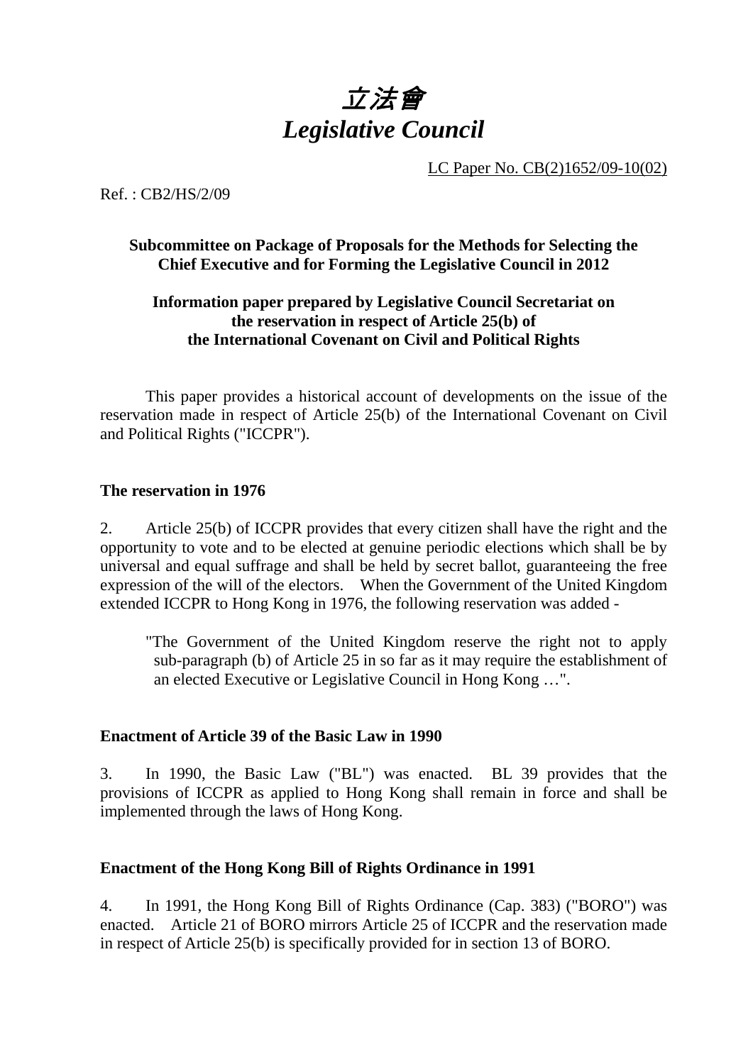# *立法會*
# *Legislative Council*

LC Paper No. CB(2)1652/09-10(02)

Ref. : CB2/HS/2/09

**Subcommittee on Package of Proposals for the Methods for Selecting the Chief Executive and for Forming the Legislative Council in 2012**

**Information paper prepared by Legislative Council Secretariat on the reservation in respect of Article 25(b) of the International Covenant on Civil and Political Rights**

This paper provides a historical account of developments on the issue of the reservation made in respect of Article 25(b) of the International Covenant on Civil and Political Rights ("ICCPR").

## The reservation in 1976

2. Article 25(b) of ICCPR provides that every citizen shall have the right and the opportunity to vote and to be elected at genuine periodic elections which shall be by universal and equal suffrage and shall be held by secret ballot, guaranteeing the free expression of the will of the electors. When the Government of the United Kingdom extended ICCPR to Hong Kong in 1976, the following reservation was added -

> "The Government of the United Kingdom reserve the right not to apply sub-paragraph (b) of Article 25 in so far as it may require the establishment of an elected Executive or Legislative Council in Hong Kong …".

## Enactment of Article 39 of the Basic Law in 1990

3. In 1990, the Basic Law ("BL") was enacted. BL 39 provides that the provisions of ICCPR as applied to Hong Kong shall remain in force and shall be implemented through the laws of Hong Kong.

## Enactment of the Hong Kong Bill of Rights Ordinance in 1991

4. In 1991, the Hong Kong Bill of Rights Ordinance (Cap. 383) ("BORO") was enacted. Article 21 of BORO mirrors Article 25 of ICCPR and the reservation made in respect of Article 25(b) is specifically provided for in section 13 of BORO.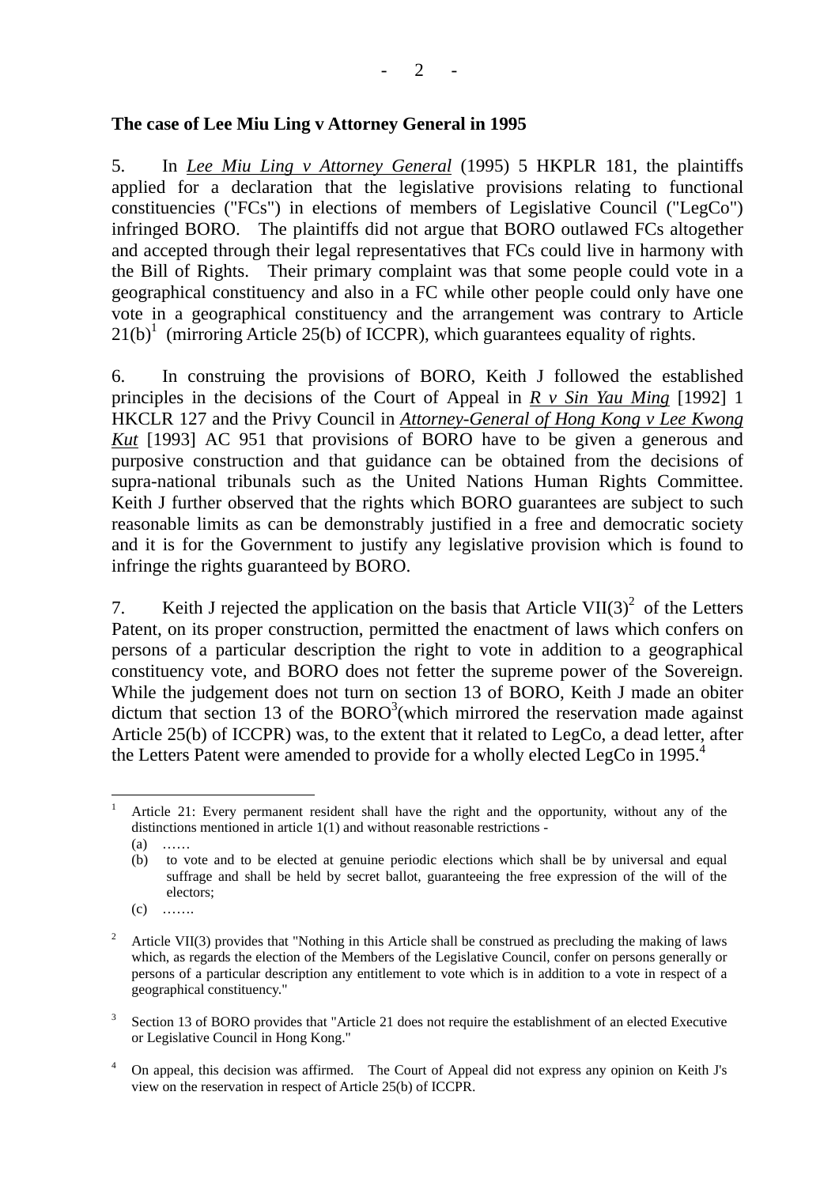**The case of Lee Miu Ling v Attorney General in 1995**

5. In *Lee Miu Ling v Attorney General* (1995) 5 HKPLR 181, the plaintiffs applied for a declaration that the legislative provisions relating to functional constituencies ("FCs") in elections of members of Legislative Council ("LegCo") infringed BORO. The plaintiffs did not argue that BORO outlawed FCs altogether and accepted through their legal representatives that FCs could live in harmony with the Bill of Rights. Their primary complaint was that some people could vote in a geographical constituency and also in a FC while other people could only have one vote in a geographical constituency and the arrangement was contrary to Article 21(b)[1] (mirroring Article 25(b) of ICCPR), which guarantees equality of rights.

6. In construing the provisions of BORO, Keith J followed the established principles in the decisions of the Court of Appeal in *R v Sin Yau Ming* [1992] 1 HKCLR 127 and the Privy Council in *Attorney-General of Hong Kong v Lee Kwong Kut* [1993] AC 951 that provisions of BORO have to be given a generous and purposive construction and that guidance can be obtained from the decisions of supra-national tribunals such as the United Nations Human Rights Committee. Keith J further observed that the rights which BORO guarantees are subject to such reasonable limits as can be demonstrably justified in a free and democratic society and it is for the Government to justify any legislative provision which is found to infringe the rights guaranteed by BORO.

7. Keith J rejected the application on the basis that Article VII(3)[2] of the Letters Patent, on its proper construction, permitted the enactment of laws which confers on persons of a particular description the right to vote in addition to a geographical constituency vote, and BORO does not fetter the supreme power of the Sovereign. While the judgement does not turn on section 13 of BORO, Keith J made an obiter dictum that section 13 of the BORO[3](which mirrored the reservation made against Article 25(b) of ICCPR) was, to the extent that it related to LegCo, a dead letter, after the Letters Patent were amended to provide for a wholly elected LegCo in 1995.[4]

---

[1] Article 21: Every permanent resident shall have the right and the opportunity, without any of the distinctions mentioned in article 1(1) and without reasonable restrictions -
(a) ……
(b) to vote and to be elected at genuine periodic elections which shall be by universal and equal suffrage and shall be held by secret ballot, guaranteeing the free expression of the will of the electors;
(c) …….

[2] Article VII(3) provides that "Nothing in this Article shall be construed as precluding the making of laws which, as regards the election of the Members of the Legislative Council, confer on persons generally or persons of a particular description any entitlement to vote which is in addition to a vote in respect of a geographical constituency."

[3] Section 13 of BORO provides that "Article 21 does not require the establishment of an elected Executive or Legislative Council in Hong Kong."

[4] On appeal, this decision was affirmed. The Court of Appeal did not express any opinion on Keith J's view on the reservation in respect of Article 25(b) of ICCPR.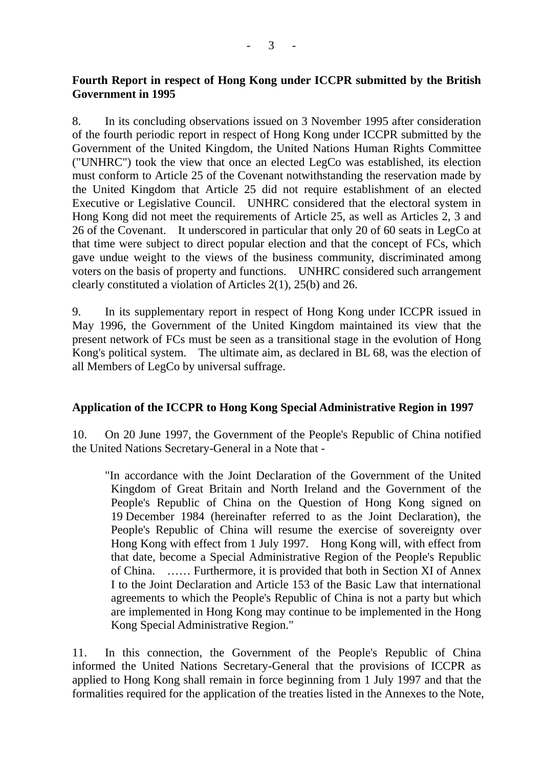**Fourth Report in respect of Hong Kong under ICCPR submitted by the British Government in 1995**

8. In its concluding observations issued on 3 November 1995 after consideration of the fourth periodic report in respect of Hong Kong under ICCPR submitted by the Government of the United Kingdom, the United Nations Human Rights Committee ("UNHRC") took the view that once an elected LegCo was established, its election must conform to Article 25 of the Covenant notwithstanding the reservation made by the United Kingdom that Article 25 did not require establishment of an elected Executive or Legislative Council. UNHRC considered that the electoral system in Hong Kong did not meet the requirements of Article 25, as well as Articles 2, 3 and 26 of the Covenant. It underscored in particular that only 20 of 60 seats in LegCo at that time were subject to direct popular election and that the concept of FCs, which gave undue weight to the views of the business community, discriminated among voters on the basis of property and functions. UNHRC considered such arrangement clearly constituted a violation of Articles 2(1), 25(b) and 26.

9. In its supplementary report in respect of Hong Kong under ICCPR issued in May 1996, the Government of the United Kingdom maintained its view that the present network of FCs must be seen as a transitional stage in the evolution of Hong Kong's political system. The ultimate aim, as declared in BL 68, was the election of all Members of LegCo by universal suffrage.

**Application of the ICCPR to Hong Kong Special Administrative Region in 1997**

10. On 20 June 1997, the Government of the People's Republic of China notified the United Nations Secretary-General in a Note that -

> "In accordance with the Joint Declaration of the Government of the United Kingdom of Great Britain and North Ireland and the Government of the People's Republic of China on the Question of Hong Kong signed on 19 December 1984 (hereinafter referred to as the Joint Declaration), the People's Republic of China will resume the exercise of sovereignty over Hong Kong with effect from 1 July 1997. Hong Kong will, with effect from that date, become a Special Administrative Region of the People's Republic of China. …… Furthermore, it is provided that both in Section XI of Annex I to the Joint Declaration and Article 153 of the Basic Law that international agreements to which the People's Republic of China is not a party but which are implemented in Hong Kong may continue to be implemented in the Hong Kong Special Administrative Region."

11. In this connection, the Government of the People's Republic of China informed the United Nations Secretary-General that the provisions of ICCPR as applied to Hong Kong shall remain in force beginning from 1 July 1997 and that the formalities required for the application of the treaties listed in the Annexes to the Note,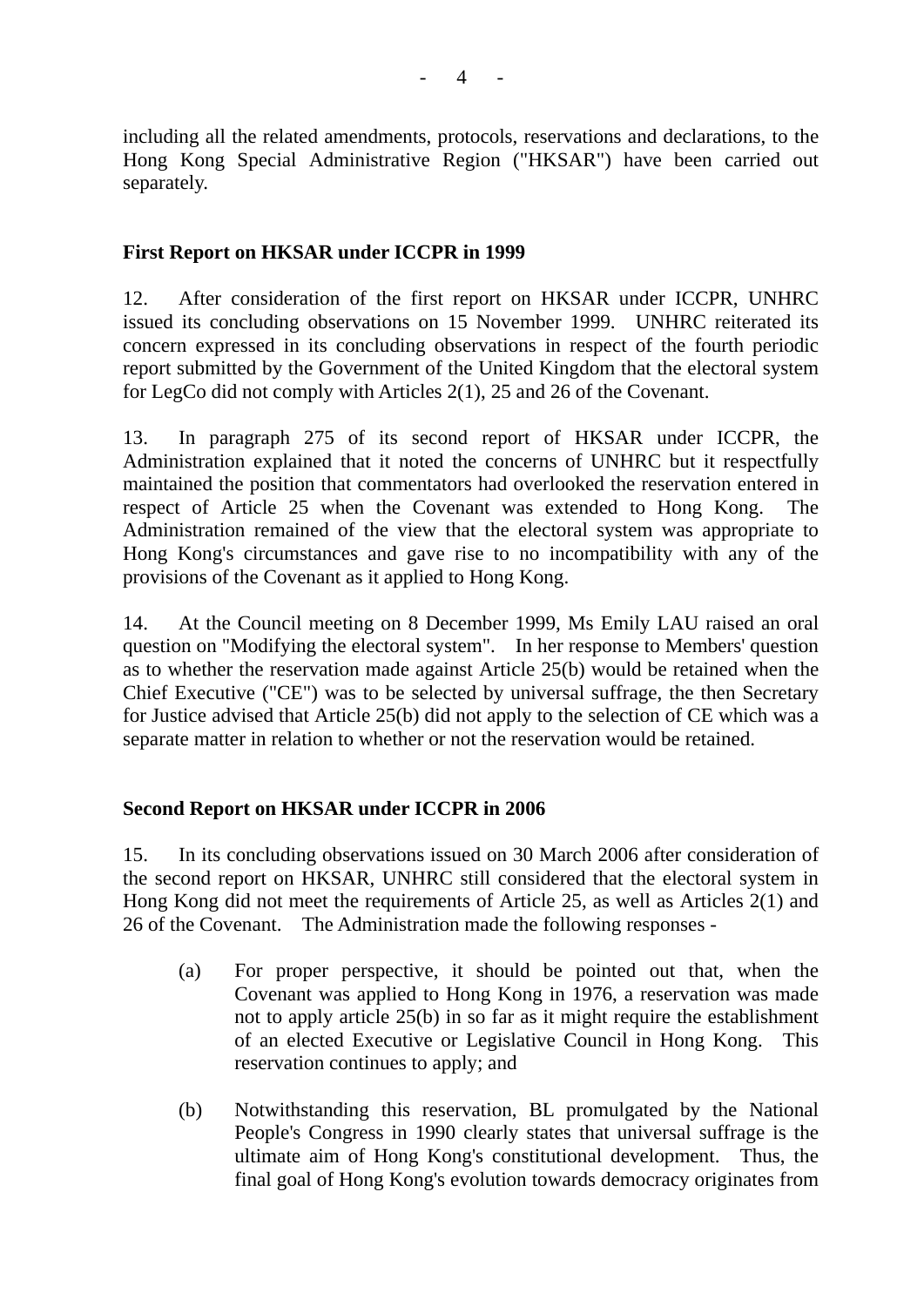including all the related amendments, protocols, reservations and declarations, to the Hong Kong Special Administrative Region ("HKSAR") have been carried out separately.

**First Report on HKSAR under ICCPR in 1999**

12. After consideration of the first report on HKSAR under ICCPR, UNHRC issued its concluding observations on 15 November 1999. UNHRC reiterated its concern expressed in its concluding observations in respect of the fourth periodic report submitted by the Government of the United Kingdom that the electoral system for LegCo did not comply with Articles 2(1), 25 and 26 of the Covenant.

13. In paragraph 275 of its second report of HKSAR under ICCPR, the Administration explained that it noted the concerns of UNHRC but it respectfully maintained the position that commentators had overlooked the reservation entered in respect of Article 25 when the Covenant was extended to Hong Kong. The Administration remained of the view that the electoral system was appropriate to Hong Kong's circumstances and gave rise to no incompatibility with any of the provisions of the Covenant as it applied to Hong Kong.

14. At the Council meeting on 8 December 1999, Ms Emily LAU raised an oral question on "Modifying the electoral system". In her response to Members' question as to whether the reservation made against Article 25(b) would be retained when the Chief Executive ("CE") was to be selected by universal suffrage, the then Secretary for Justice advised that Article 25(b) did not apply to the selection of CE which was a separate matter in relation to whether or not the reservation would be retained.

**Second Report on HKSAR under ICCPR in 2006**

15. In its concluding observations issued on 30 March 2006 after consideration of the second report on HKSAR, UNHRC still considered that the electoral system in Hong Kong did not meet the requirements of Article 25, as well as Articles 2(1) and 26 of the Covenant. The Administration made the following responses -

(a) For proper perspective, it should be pointed out that, when the Covenant was applied to Hong Kong in 1976, a reservation was made not to apply article 25(b) in so far as it might require the establishment of an elected Executive or Legislative Council in Hong Kong. This reservation continues to apply; and

(b) Notwithstanding this reservation, BL promulgated by the National People's Congress in 1990 clearly states that universal suffrage is the ultimate aim of Hong Kong's constitutional development. Thus, the final goal of Hong Kong's evolution towards democracy originates from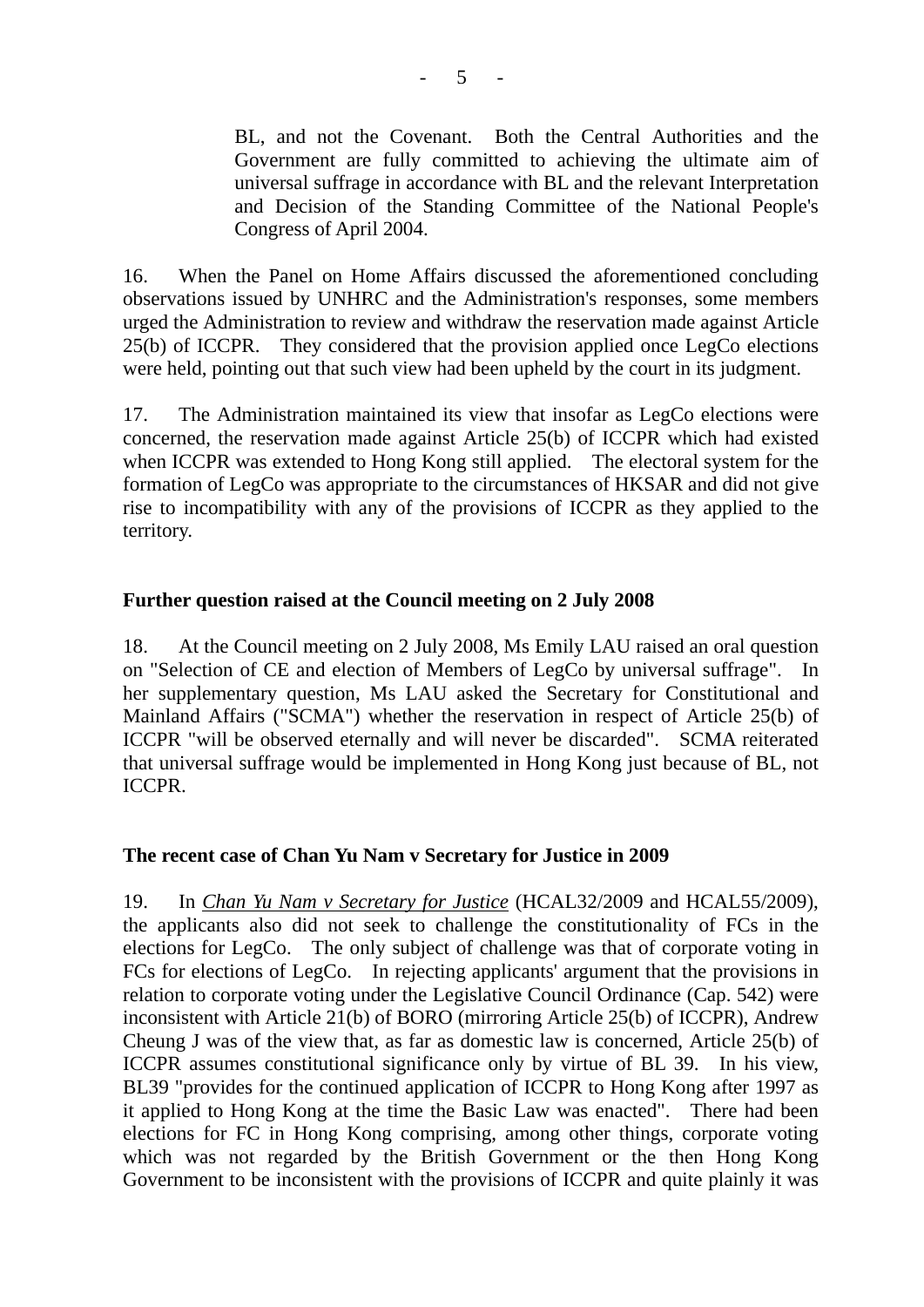BL, and not the Covenant. Both the Central Authorities and the Government are fully committed to achieving the ultimate aim of universal suffrage in accordance with BL and the relevant Interpretation and Decision of the Standing Committee of the National People's Congress of April 2004.

16. When the Panel on Home Affairs discussed the aforementioned concluding observations issued by UNHRC and the Administration's responses, some members urged the Administration to review and withdraw the reservation made against Article 25(b) of ICCPR. They considered that the provision applied once LegCo elections were held, pointing out that such view had been upheld by the court in its judgment.

17. The Administration maintained its view that insofar as LegCo elections were concerned, the reservation made against Article 25(b) of ICCPR which had existed when ICCPR was extended to Hong Kong still applied. The electoral system for the formation of LegCo was appropriate to the circumstances of HKSAR and did not give rise to incompatibility with any of the provisions of ICCPR as they applied to the territory.

**Further question raised at the Council meeting on 2 July 2008**

18. At the Council meeting on 2 July 2008, Ms Emily LAU raised an oral question on "Selection of CE and election of Members of LegCo by universal suffrage". In her supplementary question, Ms LAU asked the Secretary for Constitutional and Mainland Affairs ("SCMA") whether the reservation in respect of Article 25(b) of ICCPR "will be observed eternally and will never be discarded". SCMA reiterated that universal suffrage would be implemented in Hong Kong just because of BL, not ICCPR.

**The recent case of Chan Yu Nam v Secretary for Justice in 2009**

19. In *Chan Yu Nam v Secretary for Justice* (HCAL32/2009 and HCAL55/2009), the applicants also did not seek to challenge the constitutionality of FCs in the elections for LegCo. The only subject of challenge was that of corporate voting in FCs for elections of LegCo. In rejecting applicants' argument that the provisions in relation to corporate voting under the Legislative Council Ordinance (Cap. 542) were inconsistent with Article 21(b) of BORO (mirroring Article 25(b) of ICCPR), Andrew Cheung J was of the view that, as far as domestic law is concerned, Article 25(b) of ICCPR assumes constitutional significance only by virtue of BL 39. In his view, BL39 "provides for the continued application of ICCPR to Hong Kong after 1997 as it applied to Hong Kong at the time the Basic Law was enacted". There had been elections for FC in Hong Kong comprising, among other things, corporate voting which was not regarded by the British Government or the then Hong Kong Government to be inconsistent with the provisions of ICCPR and quite plainly it was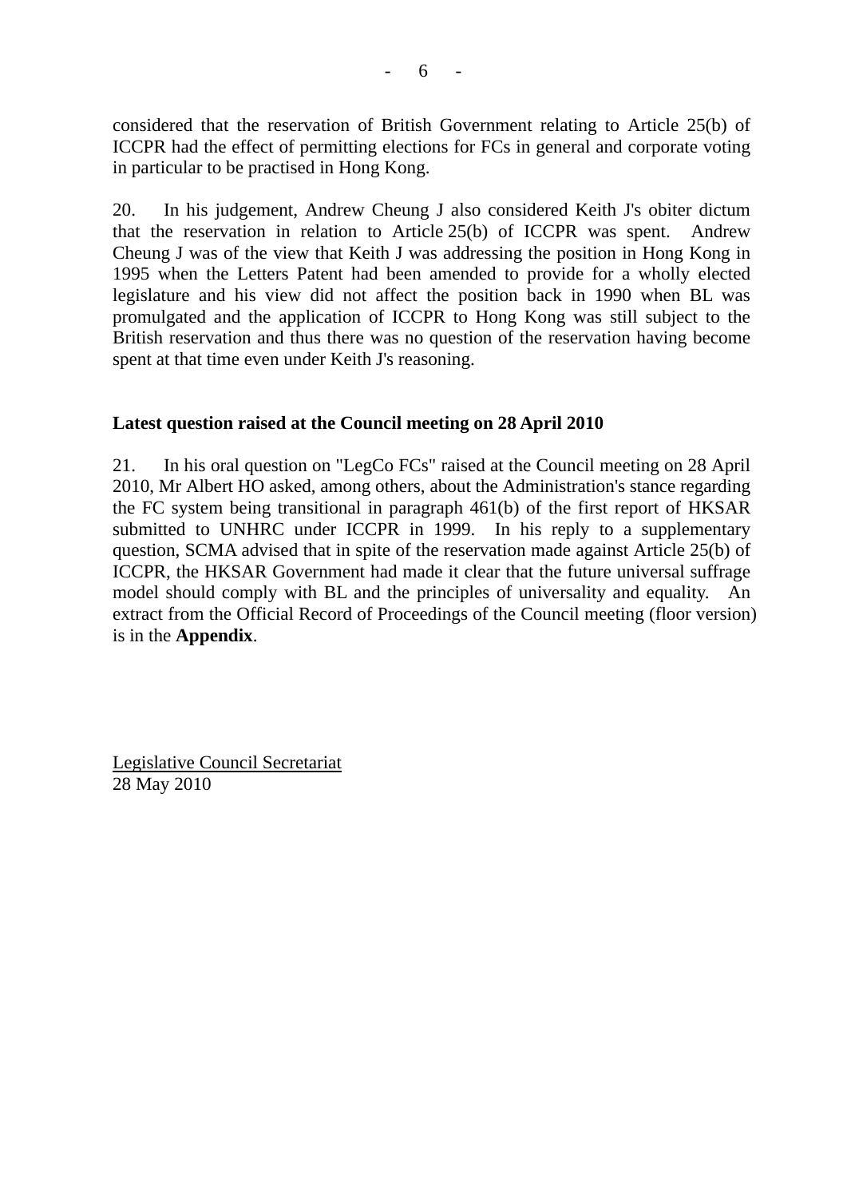considered that the reservation of British Government relating to Article 25(b) of ICCPR had the effect of permitting elections for FCs in general and corporate voting in particular to be practised in Hong Kong.

20. In his judgement, Andrew Cheung J also considered Keith J's obiter dictum that the reservation in relation to Article 25(b) of ICCPR was spent. Andrew Cheung J was of the view that Keith J was addressing the position in Hong Kong in 1995 when the Letters Patent had been amended to provide for a wholly elected legislature and his view did not affect the position back in 1990 when BL was promulgated and the application of ICCPR to Hong Kong was still subject to the British reservation and thus there was no question of the reservation having become spent at that time even under Keith J's reasoning.

**Latest question raised at the Council meeting on 28 April 2010**

21. In his oral question on "LegCo FCs" raised at the Council meeting on 28 April 2010, Mr Albert HO asked, among others, about the Administration's stance regarding the FC system being transitional in paragraph 461(b) of the first report of HKSAR submitted to UNHRC under ICCPR in 1999. In his reply to a supplementary question, SCMA advised that in spite of the reservation made against Article 25(b) of ICCPR, the HKSAR Government had made it clear that the future universal suffrage model should comply with BL and the principles of universality and equality. An extract from the Official Record of Proceedings of the Council meeting (floor version) is in the **Appendix**.

Legislative Council Secretariat
28 May 2010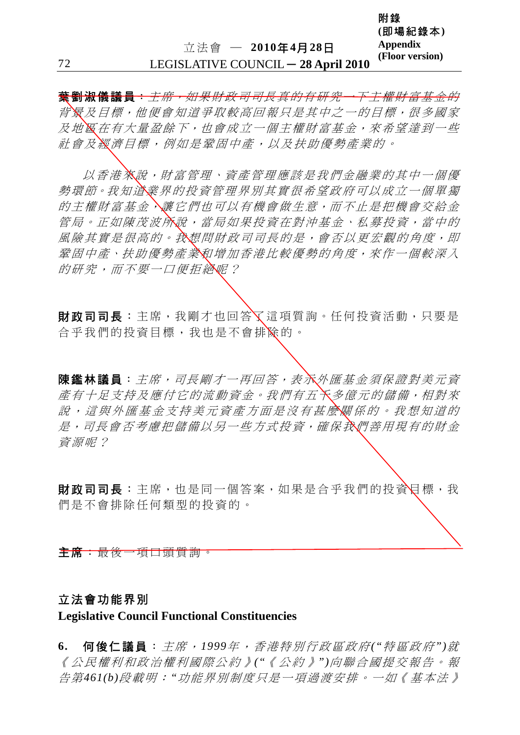**葉劉淑儀議員**：*主席，如果財政司司長真的有研究一下主權財富基金的背景及目標，他便會知道爭取較高回報只是其中之一的目標，很多國家及地區在有大量盈餘下，也會成立一個主權財富基金，來希望達到一些社會及經濟目標，例如是鞏固中產，以及扶助優勢產業的。*

*以香港來說，財富管理、資產管理應該是我們金融業的其中一個優勢環節。我知道業界的投資管理界別其實很希望政府可以成立一個單獨的主權財富基金，讓它們也可以有機會做生意，而不止是把機會交給金管局。正如陳茂波所說，當局如果投資在對沖基金、私募投資，當中的風險其實是很高的。我想問財政司司長的是，會否以更宏觀的角度，即鞏固中產、扶助優勢產業和增加香港比較優勢的角度，來作一個較深入的研究，而不要一口便拒絕呢？*

**財政司司長**：主席，我剛才也回答了這項質詢。任何投資活動，只要是合乎我們的投資目標，我也是不會排除的。

**陳鑑林議員**：*主席，司長剛才一再回答，表示外匯基金須保證對美元資產有十足支持及應付它的流動資金。我們有五千多億元的儲備，相對來說，這與外匯基金支持美元資產方面是沒有甚麼關係的。我想知道的是，司長會否考慮把儲備以另一些方式投資，確保我們善用現有的財金資源呢？*

**財政司司長**：主席，也是同一個答案，如果是合乎我們的投資目標，我們是不會排除任何類型的投資的。

**主席**：最後一項口頭質詢。

## 立法會功能界別
## Legislative Council Functional Constituencies

**6. 何俊仁議員**：*主席，1999年，香港特別行政區政府("特區政府")就《公民權利和政治權利國際公約》("《公約》")向聯合國提交報告。報告第461(b)段載明："功能界別制度只是一項過渡安排。一如《基本法》*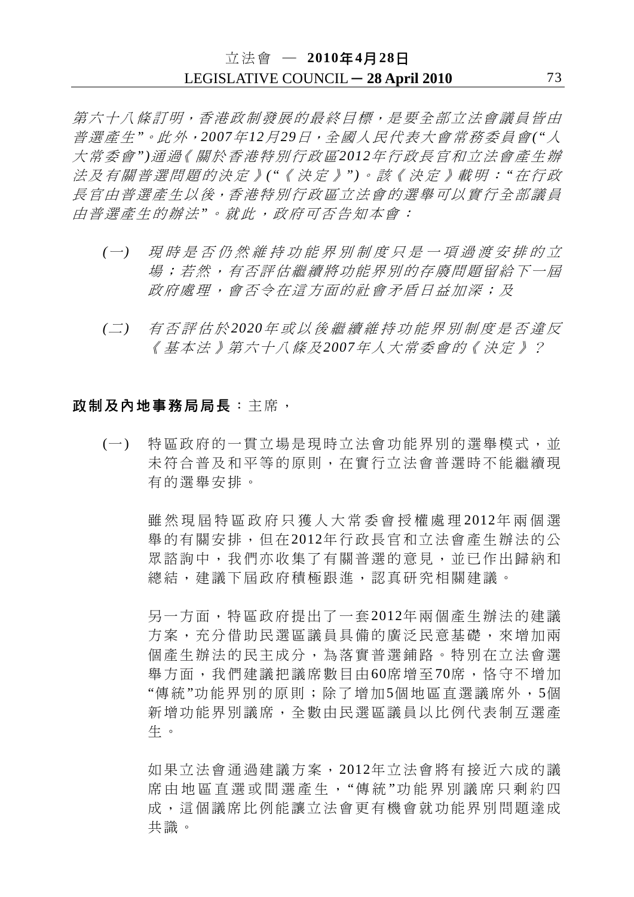*第六十八條訂明，香港政制發展的最終目標，是要全部立法會議員皆由普選產生"。此外，2007年12月29日，全國人民代表大會常務委員會("人大常委會")通過《關於香港特別行政區2012年行政長官和立法會產生辦法及有關普選問題的決定》("《決定》")。該《決定》載明："在行政長官由普選產生以後，香港特別行政區立法會的選舉可以實行全部議員由普選產生的辦法"。就此，政府可否告知本會：*

*(一) 現時是否仍然維持功能界別制度只是一項過渡安排的立場；若然，有否評估繼續將功能界別的存廢問題留給下一屆政府處理，會否令在這方面的社會矛盾日益加深；及*

*(二) 有否評估於2020年或以後繼續維持功能界別制度是否違反《基本法》第六十八條及2007年人大常委會的《決定》？*

**政制及內地事務局局長**：主席，

(一) 特區政府的一貫立場是現時立法會功能界別的選舉模式，並未符合普及和平等的原則，在實行立法會普選時不能繼續現有的選舉安排。

雖然現屆特區政府只獲人大常委會授權處理2012年兩個選舉的有關安排，但在2012年行政長官和立法會產生辦法的公眾諮詢中，我們亦收集了有關普選的意見，並已作出歸納和總結，建議下屆政府積極跟進，認真研究相關建議。

另一方面，特區政府提出了一套2012年兩個產生辦法的建議方案，充分借助民選區議員具備的廣泛民意基礎，來增加兩個產生辦法的民主成分，為落實普選鋪路。特別在立法會選舉方面，我們建議把議席數目由60席增至70席，恪守不增加"傳統"功能界別的原則；除了增加5個地區直選議席外，5個新增功能界別議席，全數由民選區議員以比例代表制互選產生。

如果立法會通過建議方案，2012年立法會將有接近六成的議席由地區直選或間選產生，"傳統"功能界別議席只剩約四成，這個議席比例能讓立法會更有機會就功能界別問題達成共識。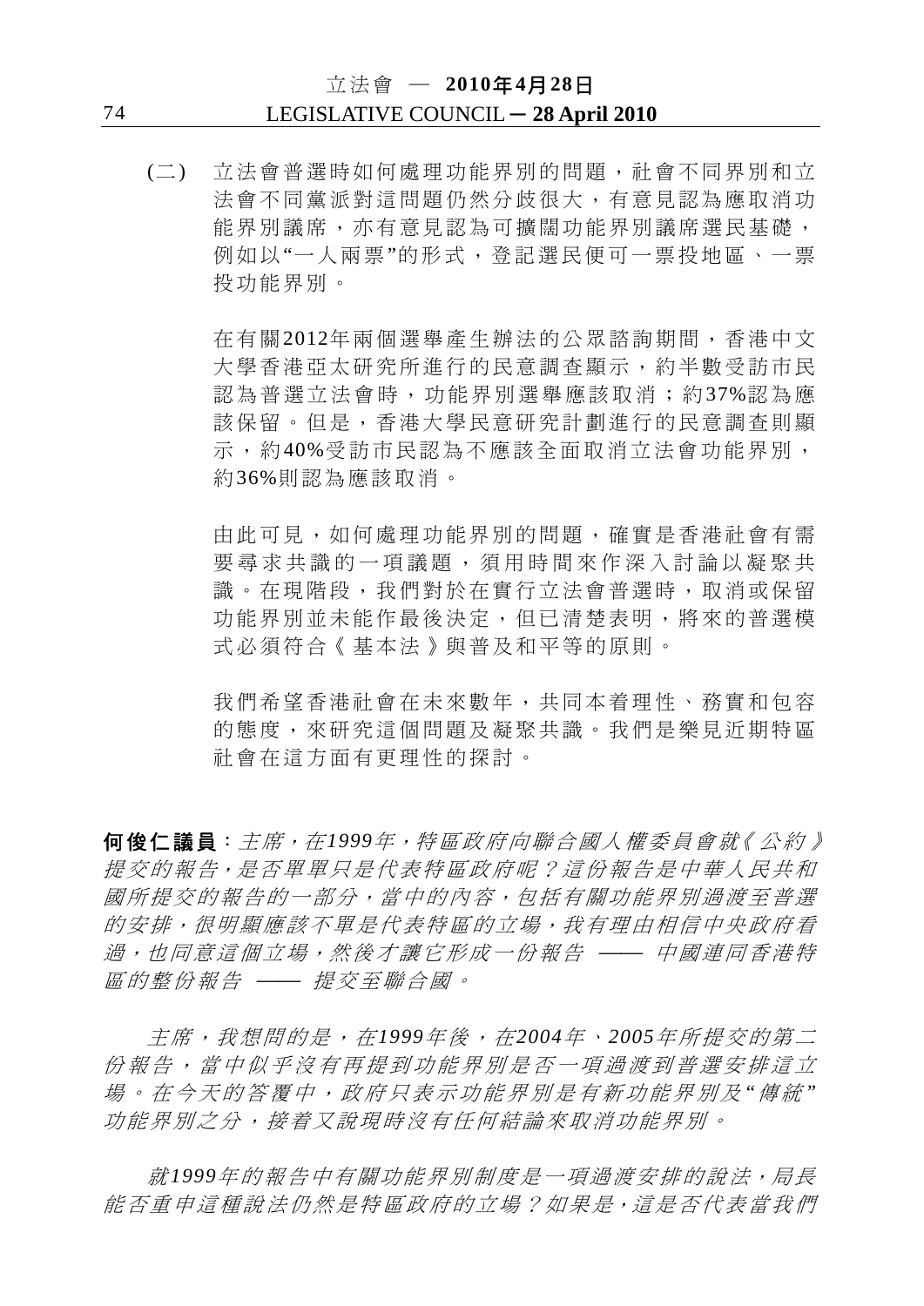(二) 立法會普選時如何處理功能界別的問題，社會不同界別和立法會不同黨派對這問題仍然分歧很大，有意見認為應取消功能界別議席，亦有意見認為可擴闊功能界別議席選民基礎，例如以"一人兩票"的形式，登記選民便可一票投地區、一票投功能界別。

在有關2012年兩個選舉產生辦法的公眾諮詢期間，香港中文大學香港亞太研究所進行的民意調查顯示，約半數受訪市民認為普選立法會時，功能界別選舉應該取消；約37%認為應該保留。但是，香港大學民意研究計劃進行的民意調查則顯示，約40%受訪市民認為不應該全面取消立法會功能界別，約36%則認為應該取消。

由此可見，如何處理功能界別的問題，確實是香港社會有需要尋求共識的一項議題，須用時間來作深入討論以凝聚共識。在現階段，我們對於在實行立法會普選時，取消或保留功能界別並未能作最後決定，但已清楚表明，將來的普選模式必須符合《基本法》與普及和平等的原則。

我們希望香港社會在未來數年，共同本着理性、務實和包容的態度，來研究這個問題及凝聚共識。我們是樂見近期特區社會在這方面有更理性的探討。

**何俊仁議員**：*主席，在1999年，特區政府向聯合國人權委員會就《公約》提交的報告，是否單單只是代表特區政府呢？這份報告是中華人民共和國所提交的報告的一部分，當中的內容，包括有關功能界別過渡至普選的安排，很明顯應該不單是代表特區的立場，我有理由相信中央政府看過，也同意這個立場，然後才讓它形成一份報告 —— 中國連同香港特區的整份報告 —— 提交至聯合國。*

*主席，我想問的是，在1999年後，在2004年、2005年所提交的第二份報告，當中似乎沒有再提到功能界別是否一項過渡到普選安排這立場。在今天的答覆中，政府只表示功能界別是有新功能界別及"傳統"功能界別之分，接着又說現時沒有任何結論來取消功能界別。*

*就1999年的報告中有關功能界別制度是一項過渡安排的說法，局長能否重申這種說法仍然是特區政府的立場？如果是，這是否代表當我們*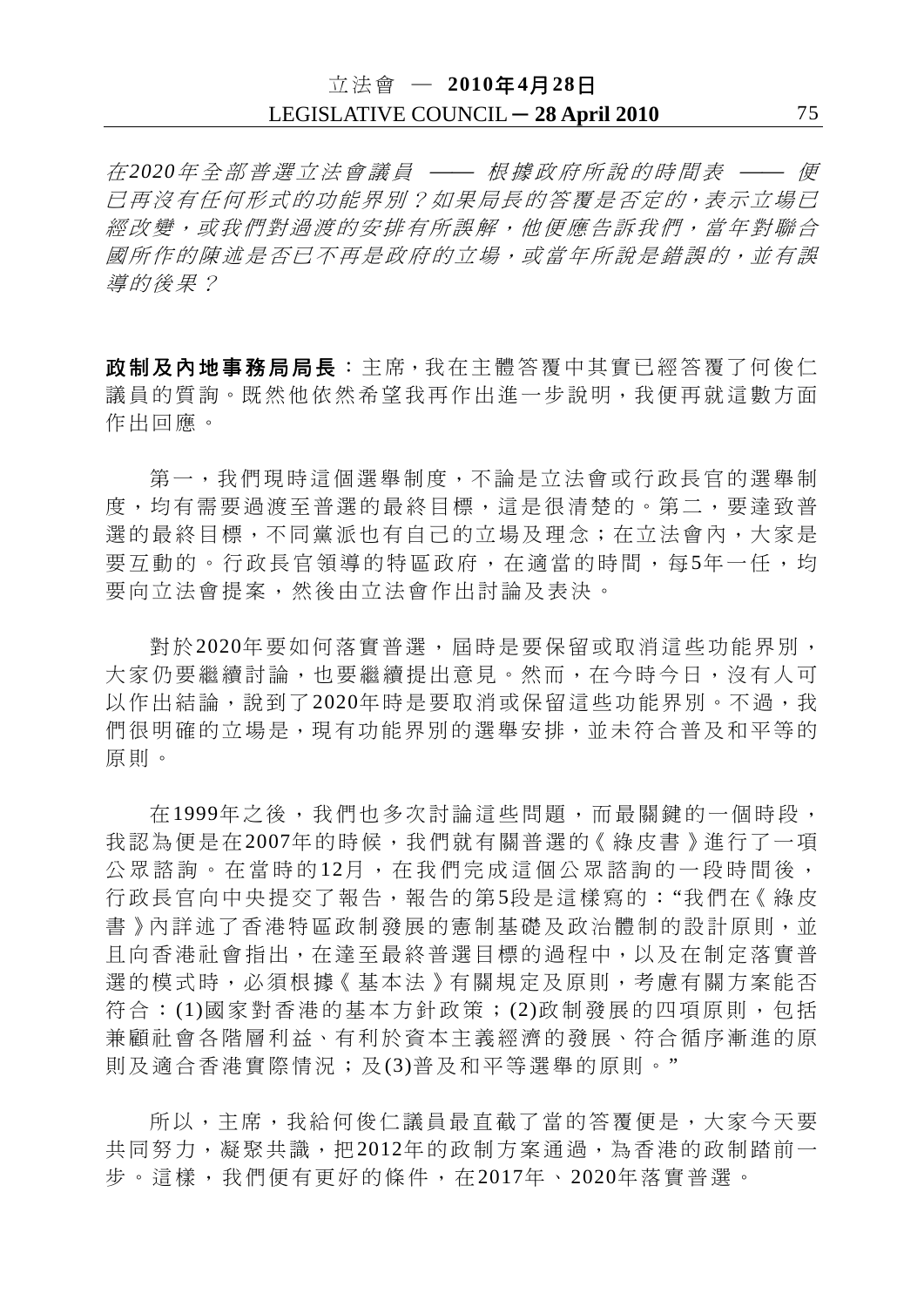*在2020年全部普選立法會議員 —— 根據政府所說的時間表 —— 便已再沒有任何形式的功能界別？如果局長的答覆是否定的，表示立場已經改變，或我們對過渡的安排有所誤解，他便應告訴我們，當年對聯合國所作的陳述是否已不再是政府的立場，或當年所說是錯誤的，並有誤導的後果？*

**政制及內地事務局局長**：主席，我在主體答覆中其實已經答覆了何俊仁議員的質詢。既然他依然希望我再作出進一步說明，我便再就這數方面作出回應。

第一，我們現時這個選舉制度，不論是立法會或行政長官的選舉制度，均有需要過渡至普選的最終目標，這是很清楚的。第二，要達致普選的最終目標，不同黨派也有自己的立場及理念；在立法會內，大家是要互動的。行政長官領導的特區政府，在適當的時間，每5年一任，均要向立法會提案，然後由立法會作出討論及表決。

對於2020年要如何落實普選，屆時是要保留或取消這些功能界別，大家仍要繼續討論，也要繼續提出意見。然而，在今時今日，沒有人可以作出結論，說到了2020年時是要取消或保留這些功能界別。不過，我們很明確的立場是，現有功能界別的選舉安排，並未符合普及和平等的原則。

在1999年之後，我們也多次討論這些問題，而最關鍵的一個時段，我認為便是在2007年的時候，我們就有關普選的《綠皮書》進行了一項公眾諮詢。在當時的12月，在我們完成這個公眾諮詢的一段時間後，行政長官向中央提交了報告，報告的第5段是這樣寫的："我們在《綠皮書》內詳述了香港特區政制發展的憲制基礎及政治體制的設計原則，並且向香港社會指出，在達至最終普選目標的過程中，以及在制定落實普選的模式時，必須根據《基本法》有關規定及原則，考慮有關方案能否符合：(1)國家對香港的基本方針政策；(2)政制發展的四項原則，包括兼顧社會各階層利益、有利於資本主義經濟的發展、符合循序漸進的原則及適合香港實際情況；及(3)普及和平等選舉的原則。"

所以，主席，我給何俊仁議員最直截了當的答覆便是，大家今天要共同努力，凝聚共識，把2012年的政制方案通過，為香港的政制踏前一步。這樣，我們便有更好的條件，在2017年、2020年落實普選。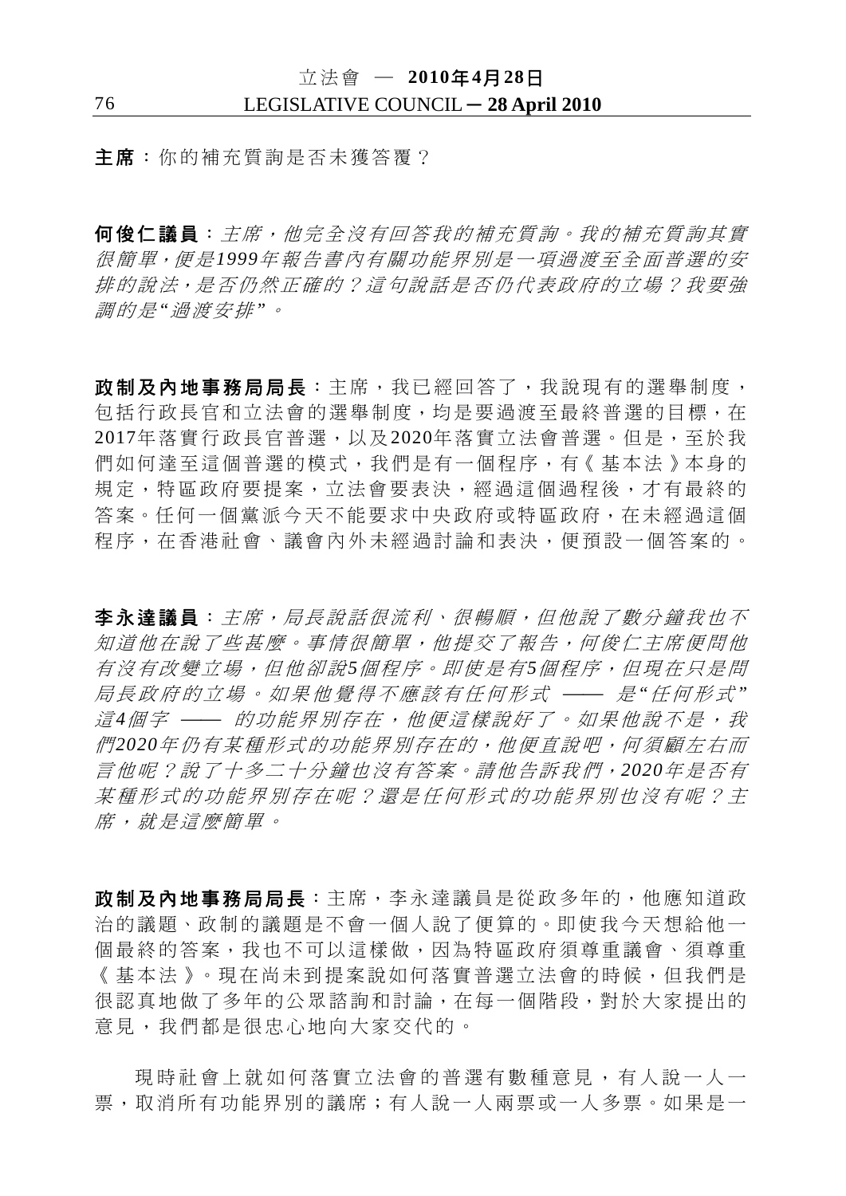**主席**：你的補充質詢是否未獲答覆？

**何俊仁議員**：*主席，他完全沒有回答我的補充質詢。我的補充質詢其實很簡單，便是1999年報告書內有關功能界別是一項過渡至全面普選的安排的說法，是否仍然正確的？這句說話是否仍代表政府的立場？我要強調的是"過渡安排"。*

**政制及內地事務局局長**：主席，我已經回答了，我說現有的選舉制度，包括行政長官和立法會的選舉制度，均是要過渡至最終普選的目標，在2017年落實行政長官普選，以及2020年落實立法會普選。但是，至於我們如何達至這個普選的模式，我們是有一個程序，有《基本法》本身的規定，特區政府要提案，立法會要表決，經過這個過程後，才有最終的答案。任何一個黨派今天不能要求中央政府或特區政府，在未經過這個程序，在香港社會、議會內外未經過討論和表決，便預設一個答案的。

**李永達議員**：*主席，局長說話很流利、很暢順，但他說了數分鐘我也不知道他在說了些甚麼。事情很簡單，他提交了報告，何俊仁主席便問他有沒有改變立場，但他卻說5個程序。即使是有5個程序，但現在只是問局長政府的立場。如果他覺得不應該有任何形式 —— 是"任何形式"這4個字 —— 的功能界別存在，他便這樣說好了。如果他說不是，我們2020年仍有某種形式的功能界別存在的，他便直說吧，何須顧左右而言他呢？說了十多二十分鐘也沒有答案。請他告訴我們，2020年是否有某種形式的功能界別存在呢？還是任何形式的功能界別也沒有呢？主席，就是這麼簡單。*

**政制及內地事務局局長**：主席，李永達議員是從政多年的，他應知道政治的議題、政制的議題是不會一個人說了便算的。即使我今天想給他一個最終的答案，我也不可以這樣做，因為特區政府須尊重議會、須尊重《基本法》。現在尚未到提案說如何落實普選立法會的時候，但我們是很認真地做了多年的公眾諮詢和討論，在每一個階段，對於大家提出的意見，我們都是很忠心地向大家交代的。

現時社會上就如何落實立法會的普選有數種意見，有人說一人一票，取消所有功能界別的議席；有人說一人兩票或一人多票。如果是一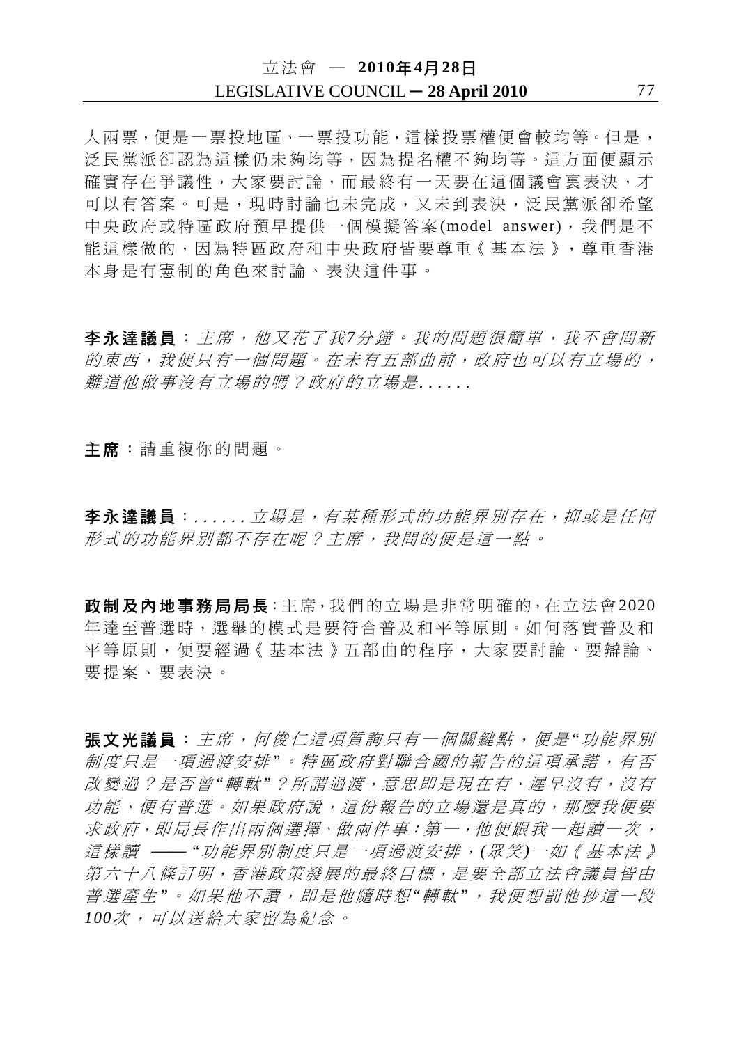人兩票，便是一票投地區、一票投功能，這樣投票權便會較均等。但是，泛民黨派卻認為這樣仍未夠均等，因為提名權不夠均等。這方面便顯示確實存在爭議性，大家要討論，而最終有一天要在這個議會裏表決，才可以有答案。可是，現時討論也未完成，又未到表決，泛民黨派卻希望中央政府或特區政府預早提供一個模擬答案(model answer)，我們是不能這樣做的，因為特區政府和中央政府皆要尊重《基本法》，尊重香港本身是有憲制的角色來討論、表決這件事。

**李永達議員**：*主席，他又花了我7分鐘。我的問題很簡單，我不會問新的東西，我便只有一個問題。在未有五部曲前，政府也可以有立場的，難道他做事沒有立場的嗎？政府的立場是......*

**主席**：請重複你的問題。

**李永達議員**：*......立場是，有某種形式的功能界別存在，抑或是任何形式的功能界別都不存在呢？主席，我問的便是這一點。*

**政制及內地事務局局長**：主席，我們的立場是非常明確的，在立法會2020年達至普選時，選舉的模式是要符合普及和平等原則。如何落實普及和平等原則，便要經過《基本法》五部曲的程序，大家要討論、要辯論、要提案、要表決。

**張文光議員**：*主席，何俊仁這項質詢只有一個關鍵點，便是"功能界別制度只是一項過渡安排"。特區政府對聯合國的報告的這項承諾，有否改變過？是否曾"轉軚"？所謂過渡，意思即是現在有、遲早沒有，沒有功能、便有普選。如果政府說，這份報告的立場還是真的，那麼我便要求政府，即局長作出兩個選擇、做兩件事：第一，他便跟我一起讀一次，這樣讀 —— "功能界別制度只是一項過渡安排，(眾笑)一如《基本法》第六十八條訂明，香港政策發展的最終目標，是要全部立法會議員皆由普選產生"。如果他不讀，即是他隨時想"轉軚"，我便想罰他抄這一段100次，可以送給大家留為紀念。*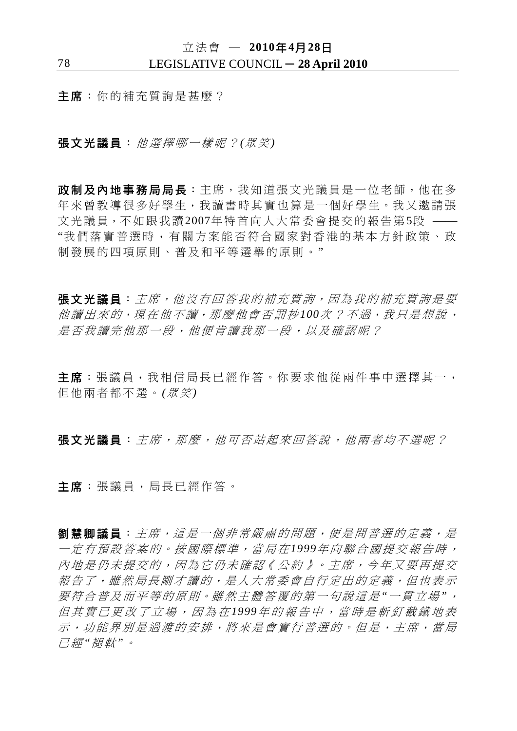**主席**：你的補充質詢是甚麼？

**張文光議員**：*他選擇哪一樣呢？(眾笑)*

**政制及內地事務局局長**：主席，我知道張文光議員是一位老師，他在多年來曾教導很多好學生，我讀書時其實也算是一個好學生。我又邀請張文光議員，不如跟我讀2007年特首向人大常委會提交的報告第5段 —— "我們落實普選時，有關方案能否符合國家對香港的基本方針政策、政制發展的四項原則、普及和平等選舉的原則。"

**張文光議員**：*主席，他沒有回答我的補充質詢，因為我的補充質詢是要他讀出來的，現在他不讀，那麼他會否罰抄100次？不過，我只是想說，是否我讀完他那一段，他便肯讀我那一段，以及確認呢？*

**主席**：張議員，我相信局長已經作答。你要求他從兩件事中選擇其一，但他兩者都不選。*(眾笑)*

**張文光議員**：*主席，那麼，他可否站起來回答說，他兩者均不選呢？*

**主席**：張議員，局長已經作答。

**劉慧卿議員**：*主席，這是一個非常嚴肅的問題，便是問普選的定義，是一定有預設答案的。按國際標準，當局在1999年向聯合國提交報告時，內地是仍未提交的，因為它仍未確認《公約》。主席，今年又要再提交報告了，雖然局長剛才讀的，是人大常委會自行定出的定義，但也表示要符合普及而平等的原則。雖然主體答覆的第一句說這是"一貫立場"，但其實已更改了立場，因為在1999年的報告中，當時是斬釘截鐵地表示，功能界別是過渡的安排，將來是會實行普選的。但是，主席，當局已經"褪軚"。*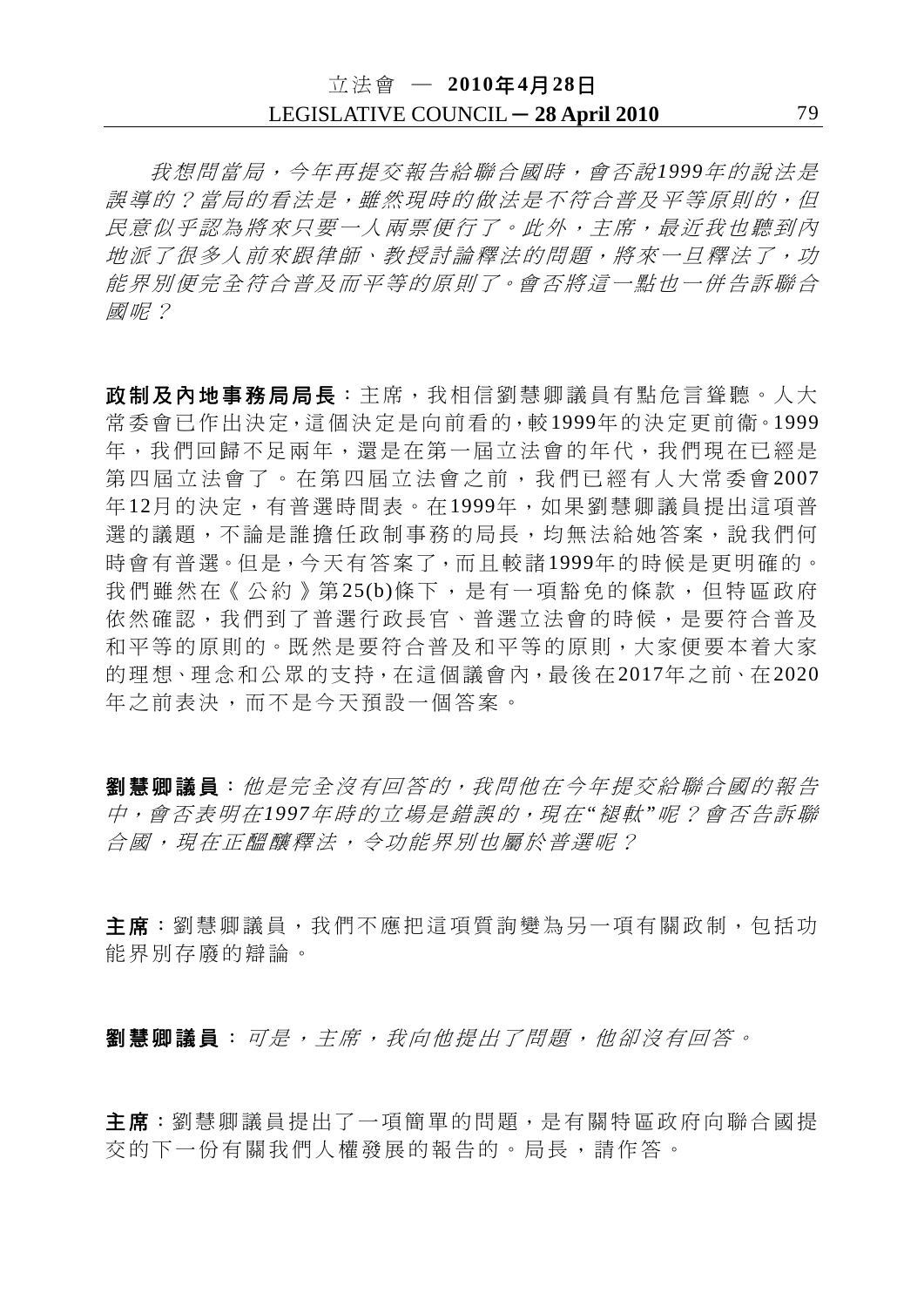*我想問當局，今年再提交報告給聯合國時，會否說1999年的說法是誤導的？當局的看法是，雖然現時的做法是不符合普及平等原則的，但民意似乎認為將來只要一人兩票便行了。此外，主席，最近我也聽到內地派了很多人前來跟律師、教授討論釋法的問題，將來一旦釋法了，功能界別便完全符合普及而平等的原則了。會否將這一點也一併告訴聯合國呢？*

**政制及內地事務局局長**：主席，我相信劉慧卿議員有點危言聳聽。人大常委會已作出決定，這個決定是向前看的，較1999年的決定更前衞。1999年，我們回歸不足兩年，還是在第一屆立法會的年代，我們現在已經是第四屆立法會了。在第四屆立法會之前，我們已經有人大常委會2007年12月的決定，有普選時間表。在1999年，如果劉慧卿議員提出這項普選的議題，不論是誰擔任政制事務的局長，均無法給她答案，說我們何時會有普選。但是，今天有答案了，而且較諸1999年的時候是更明確的。我們雖然在《公約》第25(b)條下，是有一項豁免的條款，但特區政府依然確認，我們到了普選行政長官、普選立法會的時候，是要符合普及和平等的原則的。既然是要符合普及和平等的原則，大家便要本着大家的理想、理念和公眾的支持，在這個議會內，最後在2017年之前、在2020年之前表決，而不是今天預設一個答案。

**劉慧卿議員**：*他是完全沒有回答的，我問他在今年提交給聯合國的報告中，會否表明在1997年時的立場是錯誤的，現在"褪軚"呢？會否告訴聯合國，現在正醞釀釋法，令功能界別也屬於普選呢？*

**主席**：劉慧卿議員，我們不應把這項質詢變為另一項有關政制，包括功能界別存廢的辯論。

**劉慧卿議員**：*可是，主席，我向他提出了問題，他卻沒有回答。*

**主席**：劉慧卿議員提出了一項簡單的問題，是有關特區政府向聯合國提交的下一份有關我們人權發展的報告的。局長，請作答。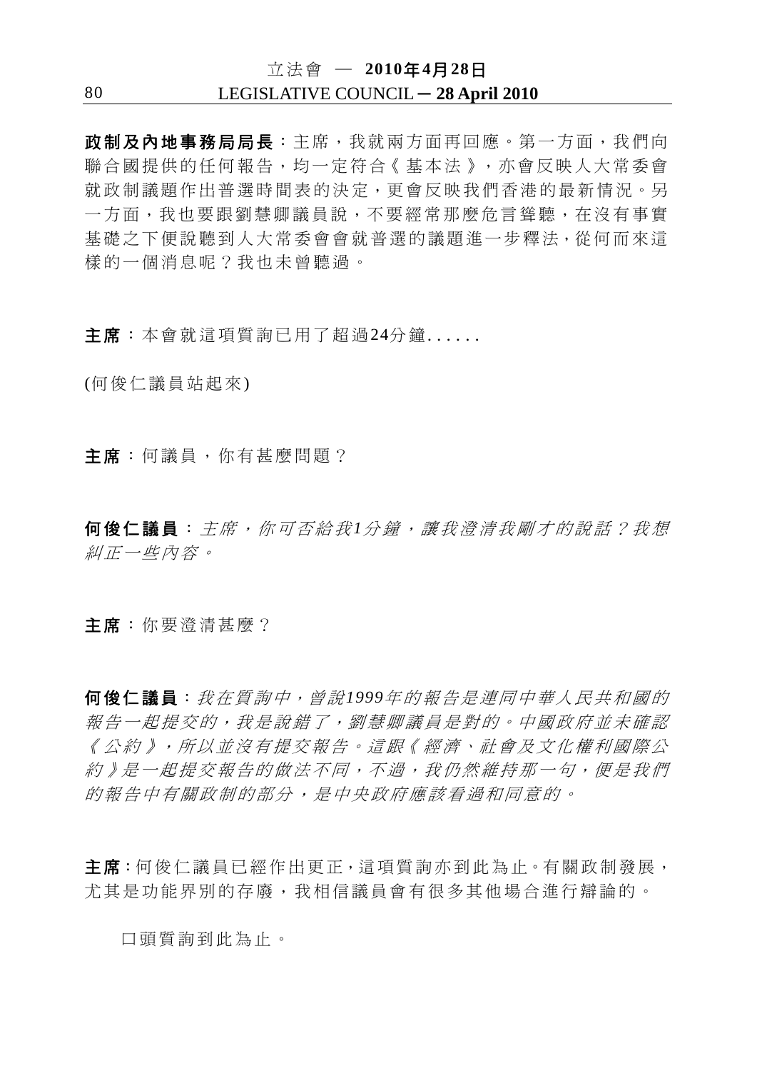**政制及內地事務局局長**：主席，我就兩方面再回應。第一方面，我們向聯合國提供的任何報告，均一定符合《基本法》，亦會反映人大常委會就政制議題作出普選時間表的決定，更會反映我們香港的最新情況。另一方面，我也要跟劉慧卿議員說，不要經常那麼危言聳聽，在沒有事實基礎之下便說聽到人大常委會會就普選的議題進一步釋法，從何而來這樣的一個消息呢？我也未曾聽過。

**主席**：本會就這項質詢已用了超過24分鐘......

(何俊仁議員站起來)

**主席**：何議員，你有甚麼問題？

**何俊仁議員**：*主席，你可否給我1分鐘，讓我澄清我剛才的說話？我想糾正一些內容。*

**主席**：你要澄清甚麼？

**何俊仁議員**：*我在質詢中，曾說1999年的報告是連同中華人民共和國的報告一起提交的，我是說錯了，劉慧卿議員是對的。中國政府並未確認《公約》，所以並沒有提交報告。這跟《經濟、社會及文化權利國際公約》是一起提交報告的做法不同，不過，我仍然維持那一句，便是我們的報告中有關政制的部分，是中央政府應該看過和同意的。*

**主席**：何俊仁議員已經作出更正，這項質詢亦到此為止。有關政制發展，尤其是功能界別的存廢，我相信議員會有很多其他場合進行辯論的。

口頭質詢到此為止。